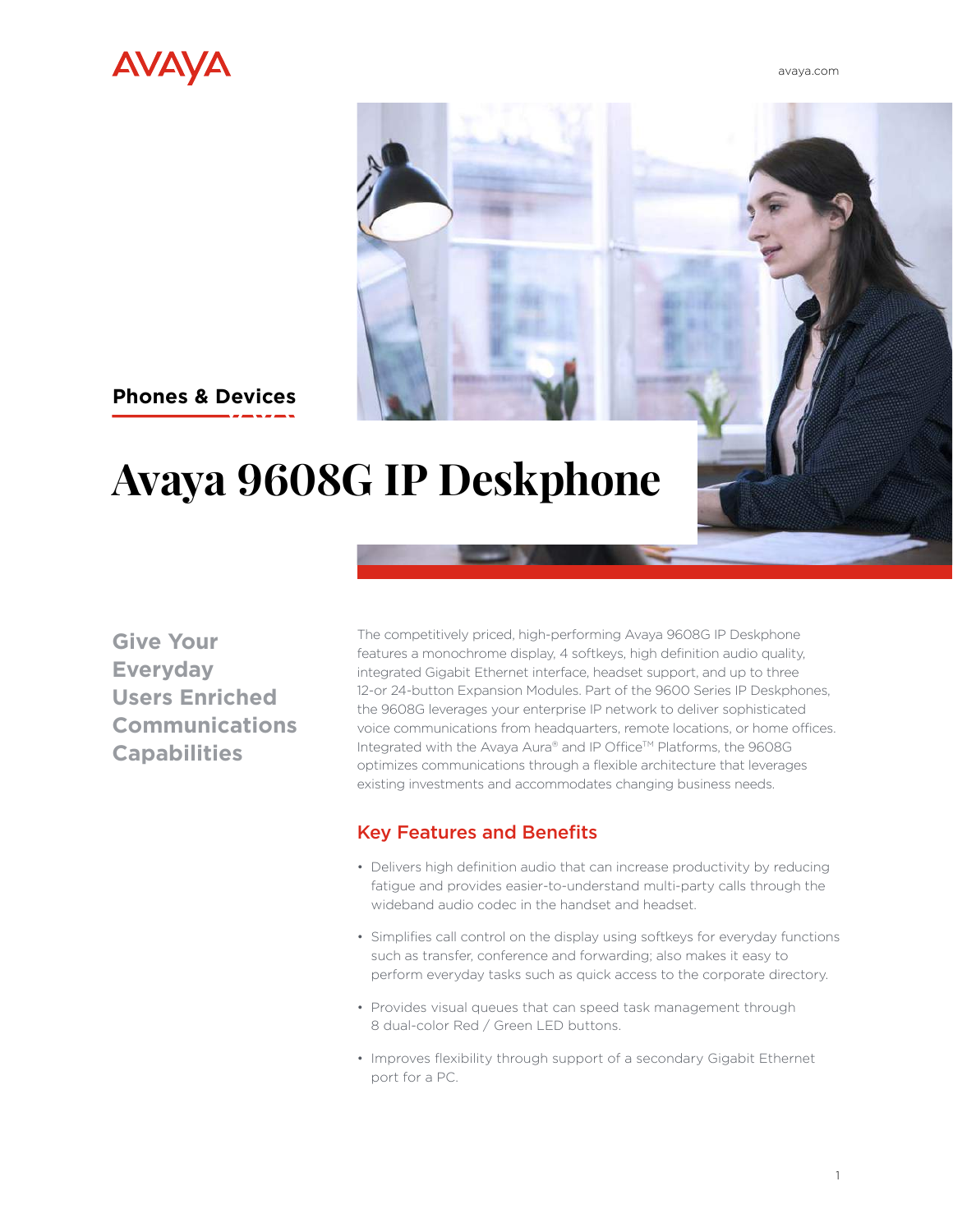Phones & Devices

# Avaya 9608G IP Deskphone

## Give Your Everyday Users Enriched Communications Capabilities

The competitively priced, high-performing Avaya 9608G IP Deskphone features a monochrome display, 4 softkeys, high definition audio quality, integrated Gigabit Ethernet interface, headset support, and up to three 12-or 24-button Expansion Modules. Part of the 9600 Series IP Deskphones, the 9608G leverages your enterprise IP network to deliver sophisticated voice communications from headquarters, remote locations, or home offices. Integrated with the Avaya Aura® and IP Office™ Platforms, the 9608G optimizes communications through a flexible architecture that leverages existing investments and accommodates changing business needs.

### Key Features and Benefits

- Delivers high definition audio that can increase productivity by reducing fatigue and provides easier-to-understand multi-party calls through the wideband audio codec in the handset and headset.
- Simplifies call control on the display using softkeys for everyday functions such as transfer, conference and forwarding; also makes it easy to perform everyday tasks such as quick access to the corporate directory.
- Provides visual queues that can speed task management through 8 dual-color Red / Green LED buttons.
- Improves flexibility through support of a secondary Gigabit Ethernet port for a PC.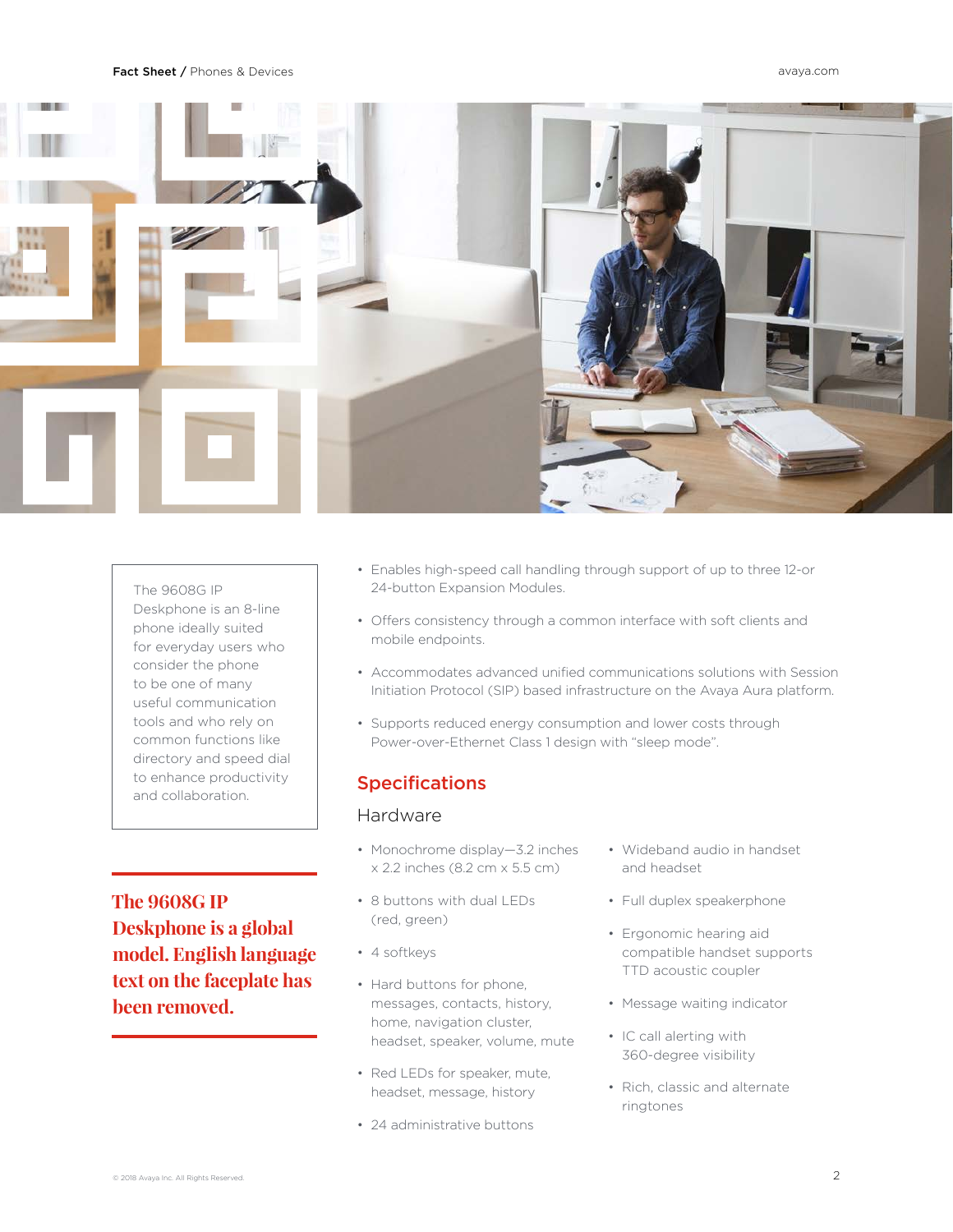The 9608G IP Deskphone is an 8-line phone ideally suited for everyday users who consider the phone to be one of many useful communication tools and who rely on common functions like directory and speed dial to enhance productivity and collaboration.

**The 9608G IP Deskphone is a global model. English language text on the faceplate has been removed.**

- Enables high-speed call handling through support of up to three 12-or 24-button Expansion Modules.
- Offers consistency through a common interface with soft clients and mobile endpoints.
- Accommodates advanced unified communications solutions with Session Initiation Protocol (SIP) based infrastructure on the Avaya Aura platform.
- Supports reduced energy consumption and lower costs through Power-over-Ethernet Class 1 design with "sleep mode".

## Specifications

### Hardware

- Monochrome display—3.2 inches x 2.2 inches (8.2 cm x 5.5 cm)
- 8 buttons with dual LEDs (red, green)
- 4 softkeys
- Hard buttons for phone, messages, contacts, history, home, navigation cluster, headset, speaker, volume, mute
- Red LEDs for speaker, mute, headset, message, history
- 24 administrative buttons
- Wideband audio in handset and headset
- Full duplex speakerphone
- Ergonomic hearing aid compatible handset supports TTD acoustic coupler
- Message waiting indicator
- IC call alerting with 360-degree visibility
- Rich, classic and alternate ringtones

© 2018 Avaya Inc. All Rights Reserved.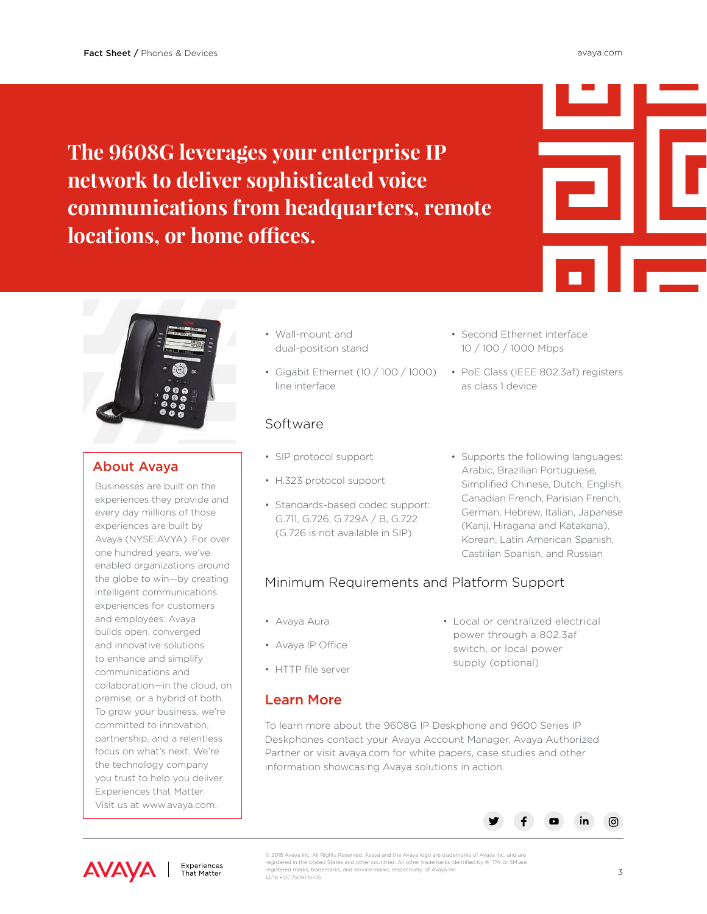# The 9608G leverages your enterprise IP network to deliver sophisticated voice communications from headquarters, remote locations, or home offices.

- Wall-mount and dual-position stand
- Gigabit Ethernet (10 / 100 / 1000) line interface
- Second Ethernet interface 10 / 100 / 1000 Mbps
- PoE Class (IEEE 802.3af) registers as class 1 device

## Software

- SIP protocol support
- H.323 protocol support
- Standards-based codec support: G.711, G.726, G.729A / B, G.722 (G.726 is not available in SIP)
- Supports the following languages: Arabic, Brazilian Portuguese, Simplified Chinese, Dutch, English, Canadian French, Parisian French, German, Hebrew, Italian, Japanese (Kanji, Hiragana and Katakana), Korean, Latin American Spanish, Castilian Spanish, and Russian

## Minimum Requirements and Platform Support

- Avaya Aura
- Avaya IP Office
- HTTP file server
- Local or centralized electrical power through a 802.3af switch, or local power supply (optional)

## Learn More

To learn more about the 9608G IP Deskphone and 9600 Series IP Deskphones contact your Avaya Account Manager, Avaya Authorized Partner or visit avaya.com for white papers, case studies and other information showcasing Avaya solutions in action.

## About Avaya

Businesses are built on the experiences they provide and every day millions of those experiences are built by Avaya (NYSE:AVYA). For over one hundred years, we've enabled organizations around the globe to win—by creating intelligent communications experiences for customers and employees. Avaya builds open, converged and innovative solutions to enhance and simplify communications and collaboration—in the cloud, on premise, or a hybrid of both. To grow your business, we're committed to innovation, partnership, and a relentless focus on what's next. We're the technology company you trust to help you deliver Experiences that Matter. Visit us at www.avaya.com.

AVAYA | Experiences That Matter

© 2018 Avaya Inc. All Rights Reserved. Avaya and the Avaya logo are trademarks of Avaya Inc. and are registered in the United States and other countries. All other trademarks identified by ®, TM, or SM are registered marks, trademarks, and service marks, respectively, of Avaya Inc.
12/18 • UC7509EN-05